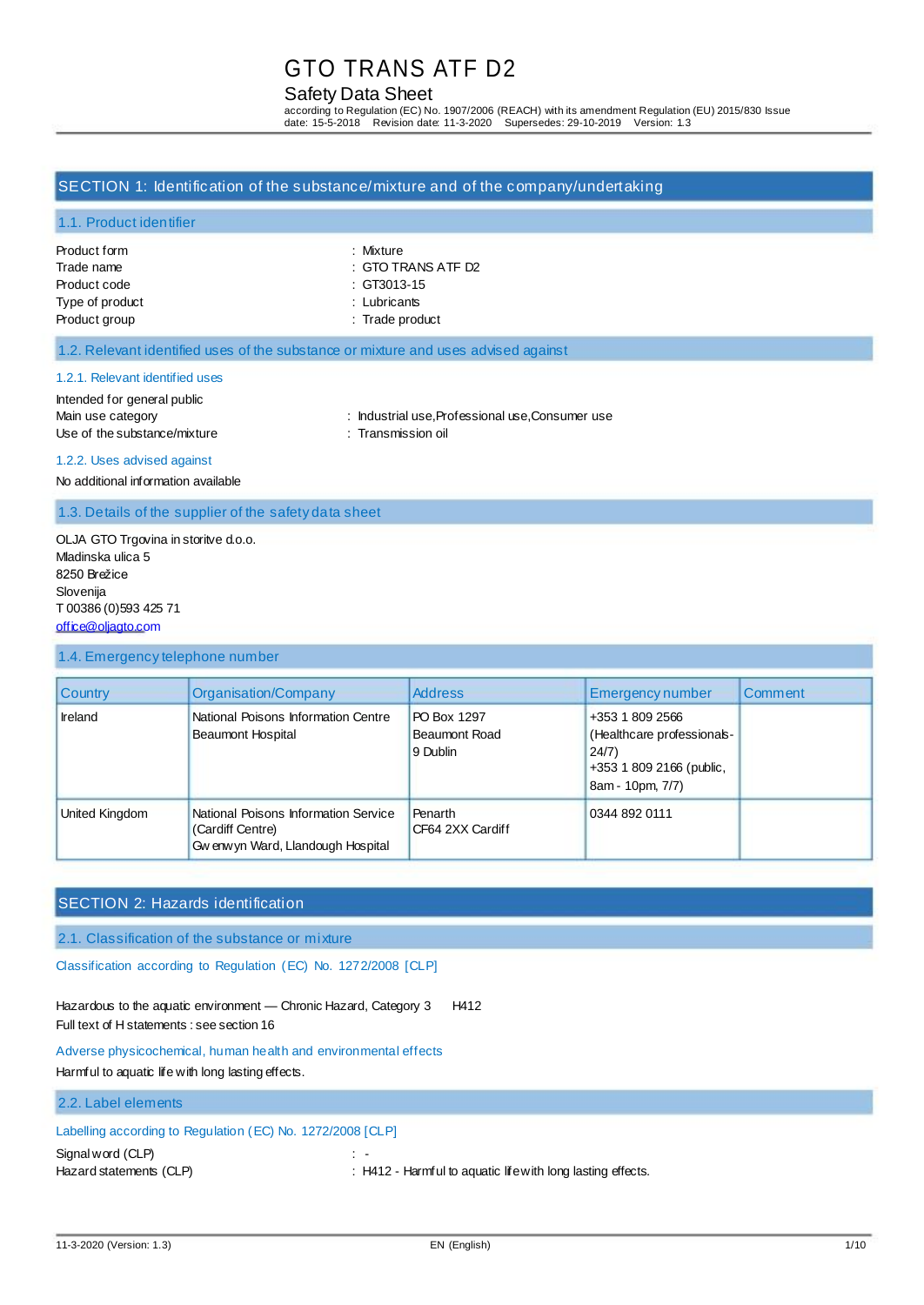# GTO TRANS ATF D2

## Safety Data Sheet

according to Regulation (EC) No. 1907/2006 (REACH) with its amendment Regulation (EU) 2015/830 Issue date: 15-5-2018 Revision date: 11-3-2020 Supersedes: 29-10-2019 Version: 1.3

## SECTION 1: Identification of the substance/mixture and of the company/undertaking

### 1.1. Product identifier

Product form : Mixture
Trade name : GTO TRANS ATF D2
Product code : GT3013-15
Type of product : Lubricants
Product group : Trade product

### 1.2. Relevant identified uses of the substance or mixture and uses advised against

#### 1.2.1. Relevant identified uses

Intended for general public
Main use category : Industrial use,Professional use,Consumer use
Use of the substance/mixture : Transmission oil

#### 1.2.2. Uses advised against

No additional information available

### 1.3. Details of the supplier of the safety data sheet

OLJA GTO Trgovina in storitve d.o.o.
Mladinska ulica 5
8250 Brežice
Slovenija
T 00386 (0)593 425 71
office@oljagto.com

### 1.4. Emergency telephone number

| Country | Organisation/Company | Address | Emergency number | Comment |
|---|---|---|---|---|
| Ireland | National Poisons Information Centre Beaumont Hospital | PO Box 1297 Beaumont Road 9 Dublin | +353 1 809 2566 (Healthcare professionals-24/7) +353 1 809 2166 (public, 8am - 10pm, 7/7) | |
| United Kingdom | National Poisons Information Service (Cardiff Centre) Gwenwyn Ward, Llandough Hospital | Penarth CF64 2XX Cardiff | 0344 892 0111 | |

## SECTION 2: Hazards identification

### 2.1. Classification of the substance or mixture

Classification according to Regulation (EC) No. 1272/2008 [CLP]

Hazardous to the aquatic environment — Chronic Hazard, Category 3 H412
Full text of H statements : see section 16

Adverse physicochemical, human health and environmental effects

Harmful to aquatic life with long lasting effects.

### 2.2. Label elements

Labelling according to Regulation (EC) No. 1272/2008 [CLP]

Signal word (CLP) : -
Hazard statements (CLP) : H412 - Harmful to aquatic life with long lasting effects.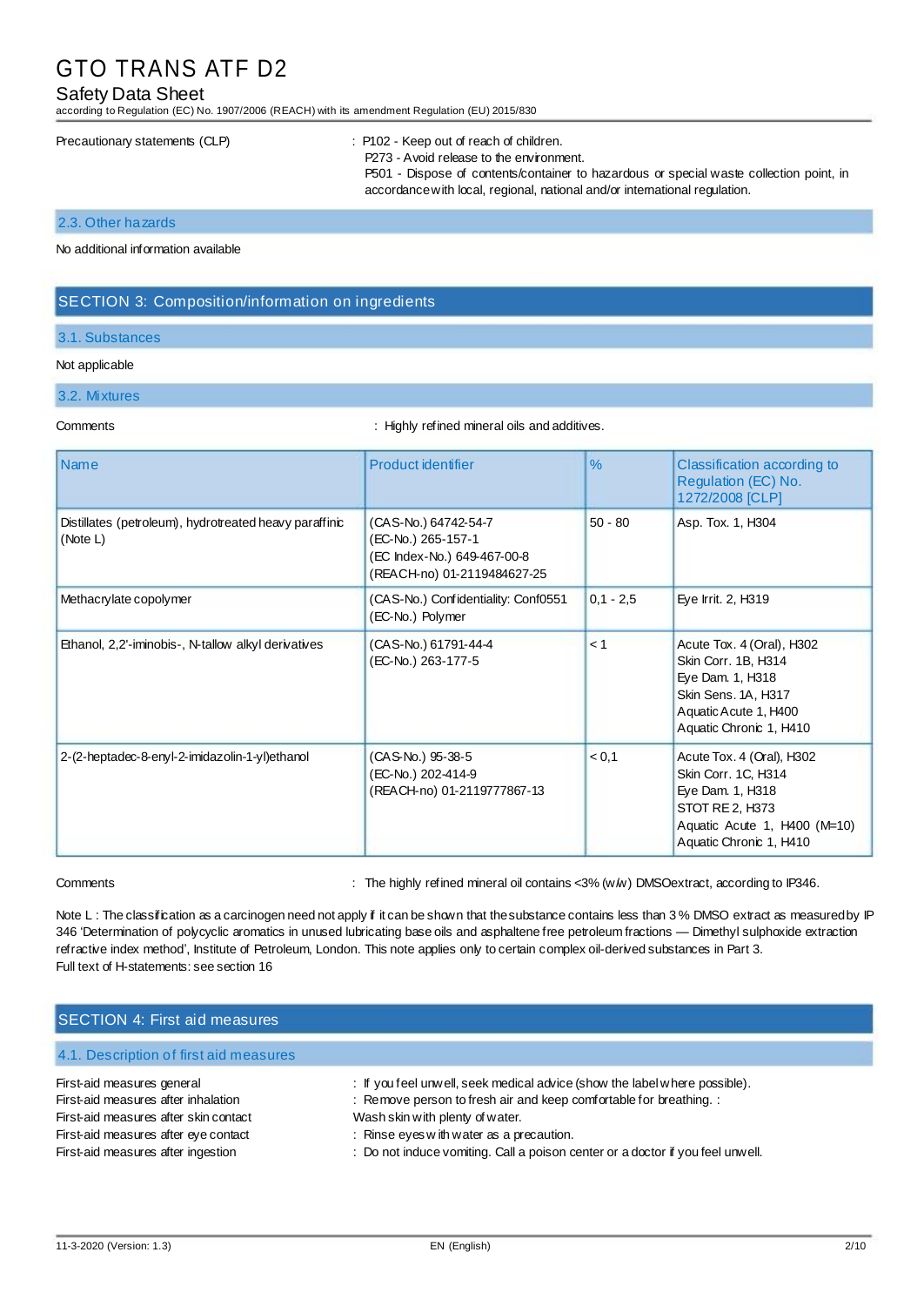Precautionary statements (CLP) : P102 - Keep out of reach of children.
P273 - Avoid release to the environment.
P501 - Dispose of contents/container to hazardous or special waste collection point, in accordance with local, regional, national and/or international regulation.

### 2.3. Other hazards

No additional information available

## SECTION 3: Composition/information on ingredients

### 3.1. Substances

Not applicable

### 3.2. Mixtures

Comments : Highly refined mineral oils and additives.

| Name | Product identifier | % | Classification according to Regulation (EC) No. 1272/2008 [CLP] |
|---|---|---|---|
| Distillates (petroleum), hydrotreated heavy paraffinic (Note L) | (CAS-No.) 64742-54-7<br>(EC-No.) 265-157-1<br>(EC Index-No.) 649-467-00-8<br>(REACH-no) 01-2119484627-25 | 50 - 80 | Asp. Tox. 1, H304 |
| Methacrylate copolymer | (CAS-No.) Confidentiality: Conf0551<br>(EC-No.) Polymer | 0,1 - 2,5 | Eye Irrit. 2, H319 |
| Ethanol, 2,2'-iminobis-, N-tallow alkyl derivatives | (CAS-No.) 61791-44-4<br>(EC-No.) 263-177-5 | < 1 | Acute Tox. 4 (Oral), H302<br>Skin Corr. 1B, H314<br>Eye Dam. 1, H318<br>Skin Sens. 1A, H317<br>Aquatic Acute 1, H400<br>Aquatic Chronic 1, H410 |
| 2-(2-heptadec-8-enyl-2-imidazolin-1-yl)ethanol | (CAS-No.) 95-38-5<br>(EC-No.) 202-414-9<br>(REACH-no) 01-2119777867-13 | < 0,1 | Acute Tox. 4 (Oral), H302<br>Skin Corr. 1C, H314<br>Eye Dam. 1, H318<br>STOT RE 2, H373<br>Aquatic Acute 1, H400 (M=10)<br>Aquatic Chronic 1, H410 |

Comments : The highly refined mineral oil contains <3% (w/w) DMSO extract, according to IP346.

Note L : The classification as a carcinogen need not apply if it can be shown that the substance contains less than 3 % DMSO extract as measured by IP 346 'Determination of polycyclic aromatics in unused lubricating base oils and asphaltene free petroleum fractions — Dimethyl sulphoxide extraction refractive index method', Institute of Petroleum, London. This note applies only to certain complex oil-derived substances in Part 3.
Full text of H-statements: see section 16

## SECTION 4: First aid measures

### 4.1. Description of first aid measures

First-aid measures general : If you feel unwell, seek medical advice (show the label where possible).
First-aid measures after inhalation : Remove person to fresh air and keep comfortable for breathing. :
First-aid measures after skin contact : Wash skin with plenty of water.
First-aid measures after eye contact : Rinse eyes with water as a precaution.
First-aid measures after ingestion : Do not induce vomiting. Call a poison center or a doctor if you feel unwell.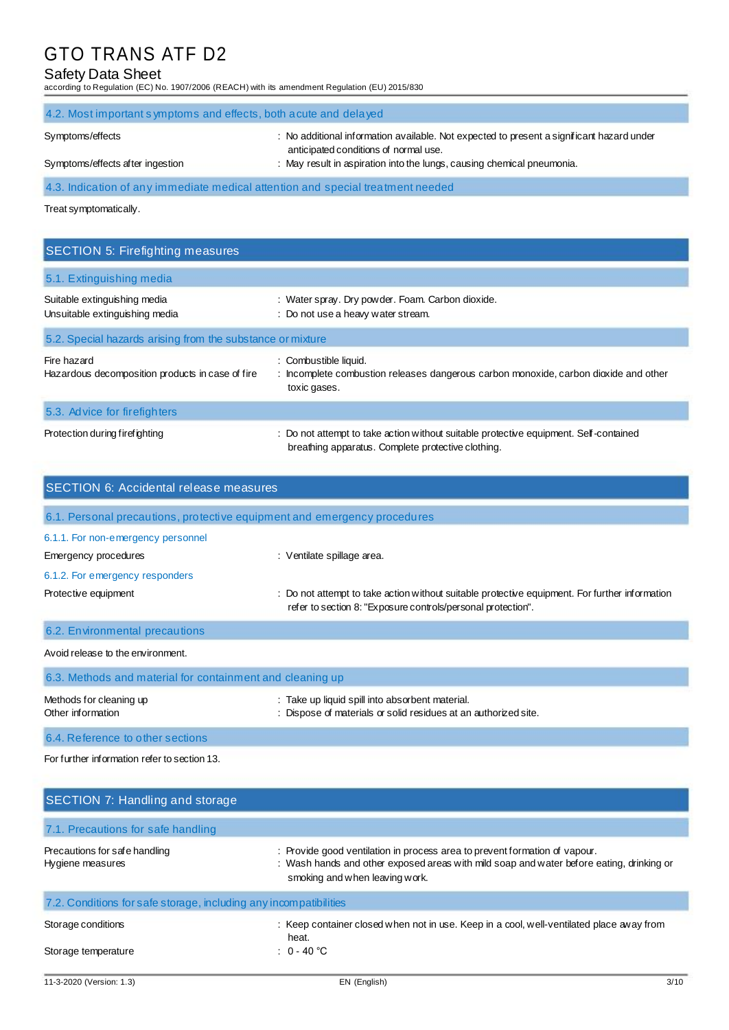### 4.2. Most important symptoms and effects, both acute and delayed

| | |
|---|---|
| Symptoms/effects | : No additional information available. Not expected to present a significant hazard under anticipated conditions of normal use. |
| Symptoms/effects after ingestion | : May result in aspiration into the lungs, causing chemical pneumonia. |

### 4.3. Indication of any immediate medical attention and special treatment needed

Treat symptomatically.

## SECTION 5: Firefighting measures

### 5.1. Extinguishing media

| | |
|---|---|
| Suitable extinguishing media | : Water spray. Dry powder. Foam. Carbon dioxide. |
| Unsuitable extinguishing media | : Do not use a heavy water stream. |

### 5.2. Special hazards arising from the substance or mixture

| | |
|---|---|
| Fire hazard | : Combustible liquid. |
| Hazardous decomposition products in case of fire | : Incomplete combustion releases dangerous carbon monoxide, carbon dioxide and other toxic gases. |

### 5.3. Advice for firefighters

| | |
|---|---|
| Protection during firefighting | : Do not attempt to take action without suitable protective equipment. Self-contained breathing apparatus. Complete protective clothing. |

## SECTION 6: Accidental release measures

### 6.1. Personal precautions, protective equipment and emergency procedures

#### 6.1.1. For non-emergency personnel

| | |
|---|---|
| Emergency procedures | : Ventilate spillage area. |

#### 6.1.2. For emergency responders

| | |
|---|---|
| Protective equipment | : Do not attempt to take action without suitable protective equipment. For further information refer to section 8: "Exposure controls/personal protection". |

### 6.2. Environmental precautions

Avoid release to the environment.

### 6.3. Methods and material for containment and cleaning up

| | |
|---|---|
| Methods for cleaning up | : Take up liquid spill into absorbent material. |
| Other information | : Dispose of materials or solid residues at an authorized site. |

### 6.4. Reference to other sections

For further information refer to section 13.

## SECTION 7: Handling and storage

### 7.1. Precautions for safe handling

| | |
|---|---|
| Precautions for safe handling | : Provide good ventilation in process area to prevent formation of vapour. |
| Hygiene measures | : Wash hands and other exposed areas with mild soap and water before eating, drinking or smoking and when leaving work. |

### 7.2. Conditions for safe storage, including any incompatibilities

| | |
|---|---|
| Storage conditions | : Keep container closed when not in use. Keep in a cool, well-ventilated place away from heat. |
| Storage temperature | : 0 - 40 °C |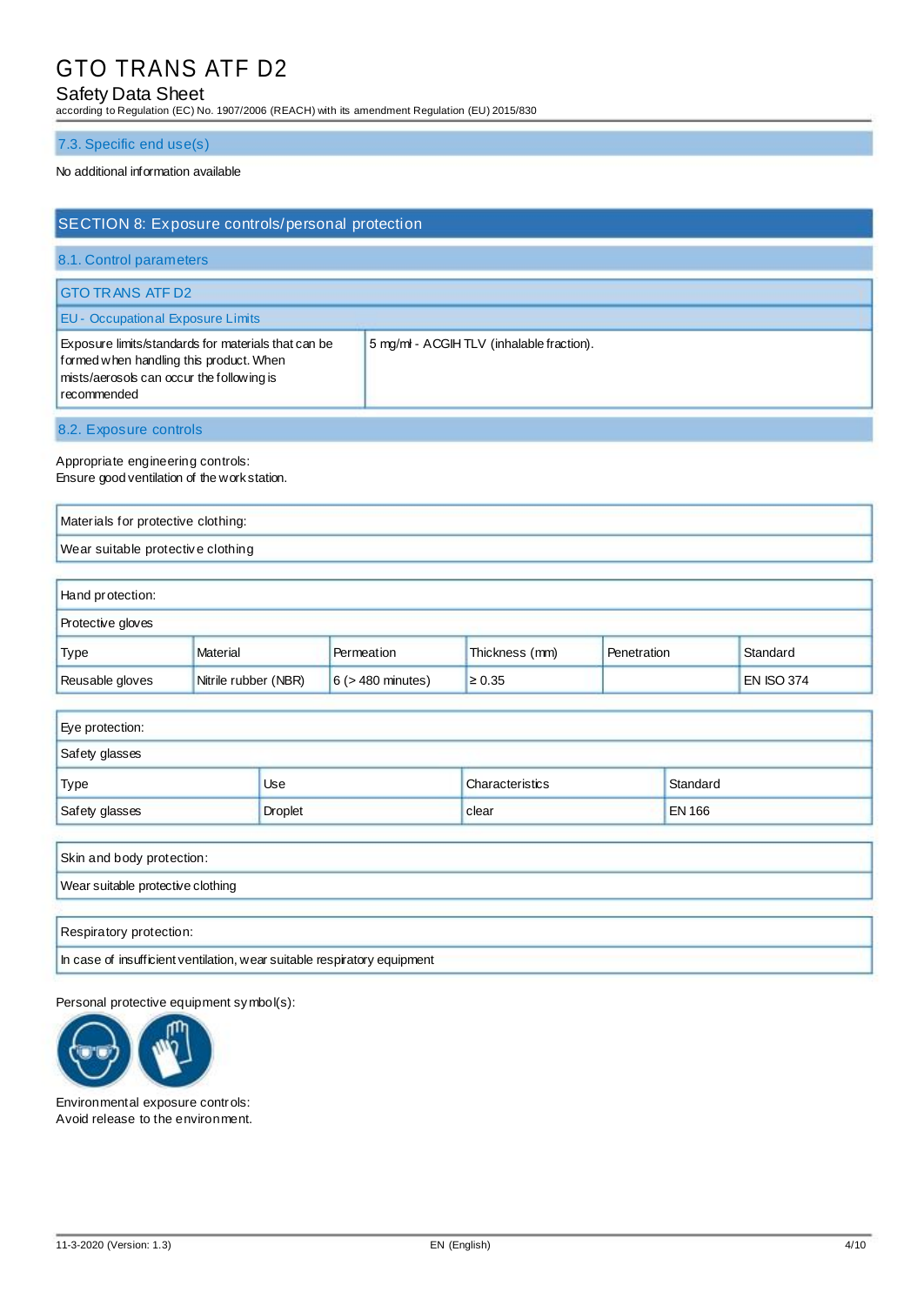### 7.3. Specific end use(s)

No additional information available

## SECTION 8: Exposure controls/personal protection

### 8.1. Control parameters

| GTO TRANS ATF D2 | |
|---|---|
| **EU - Occupational Exposure Limits** | |
| Exposure limits/standards for materials that can be formed when handling this product. When mists/aerosols can occur the following is recommended | 5 mg/ml - ACGIH TLV (inhalable fraction). |

### 8.2. Exposure controls

Appropriate engineering controls:
Ensure good ventilation of the work station.

| Materials for protective clothing: |
|---|
| Wear suitable protective clothing |

| Hand protection: | | | | | |
|---|---|---|---|---|---|
| Protective gloves | | | | | |
| Type | Material | Permeation | Thickness (mm) | Penetration | Standard |
| Reusable gloves | Nitrile rubber (NBR) | 6 (> 480 minutes) | ≥ 0.35 | | EN ISO 374 |

| Eye protection: | | | |
|---|---|---|---|
| Safety glasses | | | |
| Type | Use | Characteristics | Standard |
| Safety glasses | Droplet | clear | EN 166 |

| Skin and body protection: |
|---|
| Wear suitable protective clothing |

| Respiratory protection: |
|---|
| In case of insufficient ventilation, wear suitable respiratory equipment |

Personal protective equipment symbol(s):

Environmental exposure controls:
Avoid release to the environment.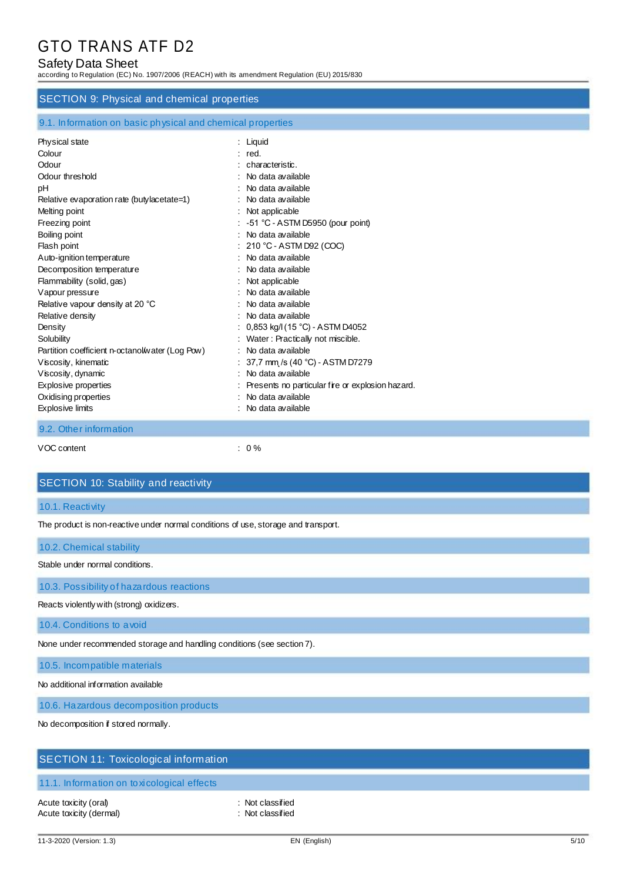## SECTION 9: Physical and chemical properties

### 9.1. Information on basic physical and chemical properties

| | |
|---|---|
| Physical state | : Liquid |
| Colour | : red. |
| Odour | : characteristic. |
| Odour threshold | : No data available |
| pH | : No data available |
| Relative evaporation rate (butylacetate=1) | : No data available |
| Melting point | : Not applicable |
| Freezing point | : -51 °C - ASTM D5950 (pour point) |
| Boiling point | : No data available |
| Flash point | : 210 °C - ASTM D92 (COC) |
| Auto-ignition temperature | : No data available |
| Decomposition temperature | : No data available |
| Flammability (solid, gas) | : Not applicable |
| Vapour pressure | : No data available |
| Relative vapour density at 20 °C | : No data available |
| Relative density | : No data available |
| Density | : 0,853 kg/l (15 °C) - ASTM D4052 |
| Solubility | : Water : Practically not miscible. |
| Partition coefficient n-octanol/water (Log Pow) | : No data available |
| Viscosity, kinematic | : 37,7 $mm^2/s$ (40 °C) - ASTM D7279 |
| Viscosity, dynamic | : No data available |
| Explosive properties | : Presents no particular fire or explosion hazard. |
| Oxidising properties | : No data available |
| Explosive limits | : No data available |

### 9.2. Other information

| | |
|---|---|
| VOC content | : 0 % |

## SECTION 10: Stability and reactivity

### 10.1. Reactivity

The product is non-reactive under normal conditions of use, storage and transport.

### 10.2. Chemical stability

Stable under normal conditions.

### 10.3. Possibility of hazardous reactions

Reacts violently with (strong) oxidizers.

### 10.4. Conditions to avoid

None under recommended storage and handling conditions (see section 7).

### 10.5. Incompatible materials

No additional information available

### 10.6. Hazardous decomposition products

No decomposition if stored normally.

## SECTION 11: Toxicological information

### 11.1. Information on toxicological effects

| | |
|---|---|
| Acute toxicity (oral) | : Not classified |
| Acute toxicity (dermal) | : Not classified |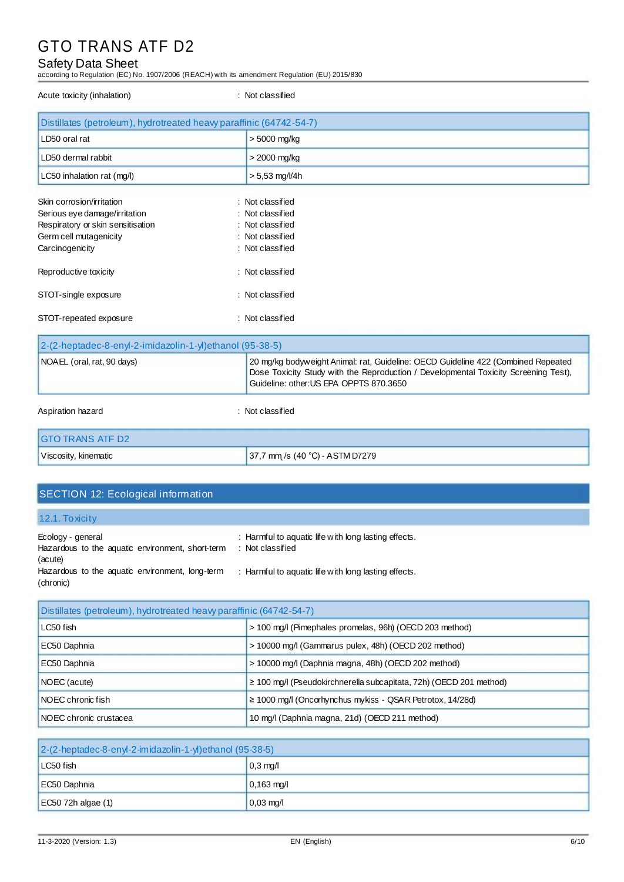Acute toxicity (inhalation) : Not classified

| Distillates (petroleum), hydrotreated heavy paraffinic (64742-54-7) | |
|---|---|
| LD50 oral rat | > 5000 mg/kg |
| LD50 dermal rabbit | > 2000 mg/kg |
| LC50 inhalation rat (mg/l) | > 5,53 mg/l/4h |

Skin corrosion/irritation : Not classified
Serious eye damage/irritation : Not classified
Respiratory or skin sensitisation : Not classified
Germ cell mutagenicity : Not classified
Carcinogenicity : Not classified

Reproductive toxicity : Not classified

STOT-single exposure : Not classified

STOT-repeated exposure : Not classified

| 2-(2-heptadec-8-enyl-2-imidazolin-1-yl)ethanol (95-38-5) | |
|---|---|
| NOAEL (oral, rat, 90 days) | 20 mg/kg bodyweight Animal: rat, Guideline: OECD Guideline 422 (Combined Repeated Dose Toxicity Study with the Reproduction / Developmental Toxicity Screening Test), Guideline: other:US EPA OPPTS 870.3650 |

Aspiration hazard : Not classified

| GTO TRANS ATF D2 | |
|---|---|
| Viscosity, kinematic | 37,7 mm²/s (40 °C) - ASTM D7279 |

## SECTION 12: Ecological information

### 12.1. Toxicity

Ecology - general : Harmful to aquatic life with long lasting effects.
Hazardous to the aquatic environment, short-term (acute) : Not classified
Hazardous to the aquatic environment, long-term (chronic) : Harmful to aquatic life with long lasting effects.

| Distillates (petroleum), hydrotreated heavy paraffinic (64742-54-7) | |
|---|---|
| LC50 fish | > 100 mg/l (Pimephales promelas, 96h) (OECD 203 method) |
| EC50 Daphnia | > 10000 mg/l (Gammarus pulex, 48h) (OECD 202 method) |
| EC50 Daphnia | > 10000 mg/l (Daphnia magna, 48h) (OECD 202 method) |
| NOEC (acute) | ≥ 100 mg/l (Pseudokirchnerella subcapitata, 72h) (OECD 201 method) |
| NOEC chronic fish | ≥ 1000 mg/l (Oncorhynchus mykiss - QSAR Petrotox, 14/28d) |
| NOEC chronic crustacea | 10 mg/l (Daphnia magna, 21d) (OECD 211 method) |

| 2-(2-heptadec-8-enyl-2-imidazolin-1-yl)ethanol (95-38-5) | |
|---|---|
| LC50 fish | 0,3 mg/l |
| EC50 Daphnia | 0,163 mg/l |
| EC50 72h algae (1) | 0,03 mg/l |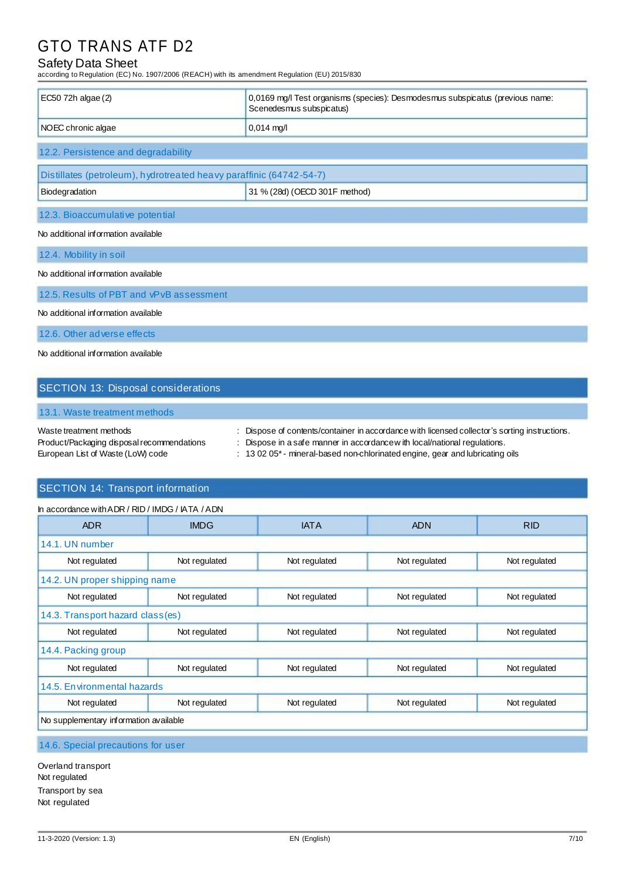| EC50 72h algae (2) | 0,0169 mg/l Test organisms (species): Desmodesmus subspicatus (previous name: Scenedesmus subspicatus) |
|---|---|
| NOEC chronic algae | 0,014 mg/l |

### 12.2. Persistence and degradability

| Distillates (petroleum), hydrotreated heavy paraffinic (64742-54-7) | |
|---|---|
| Biodegradation | 31 % (28d) (OECD 301F method) |

### 12.3. Bioaccumulative potential

No additional information available

### 12.4. Mobility in soil

No additional information available

### 12.5. Results of PBT and vPvB assessment

No additional information available

### 12.6. Other adverse effects

No additional information available

## SECTION 13: Disposal considerations

### 13.1. Waste treatment methods

Waste treatment methods : Dispose of contents/container in accordance with licensed collector's sorting instructions.

Product/Packaging disposal recommendations : Dispose in a safe manner in accordance with local/national regulations.

European List of Waste (LoW) code : 13 02 05* - mineral-based non-chlorinated engine, gear and lubricating oils

## SECTION 14: Transport information

In accordance with ADR / RID / IMDG / IATA / ADN

| ADR | IMDG | IATA | ADN | RID |
|---|---|---|---|---|
| **14.1. UN number** | | | | |
| Not regulated | Not regulated | Not regulated | Not regulated | Not regulated |
| **14.2. UN proper shipping name** | | | | |
| Not regulated | Not regulated | Not regulated | Not regulated | Not regulated |
| **14.3. Transport hazard class(es)** | | | | |
| Not regulated | Not regulated | Not regulated | Not regulated | Not regulated |
| **14.4. Packing group** | | | | |
| Not regulated | Not regulated | Not regulated | Not regulated | Not regulated |
| **14.5. Environmental hazards** | | | | |
| Not regulated | Not regulated | Not regulated | Not regulated | Not regulated |
| No supplementary information available | | | | |

### 14.6. Special precautions for user

Overland transport

Not regulated

Transport by sea

Not regulated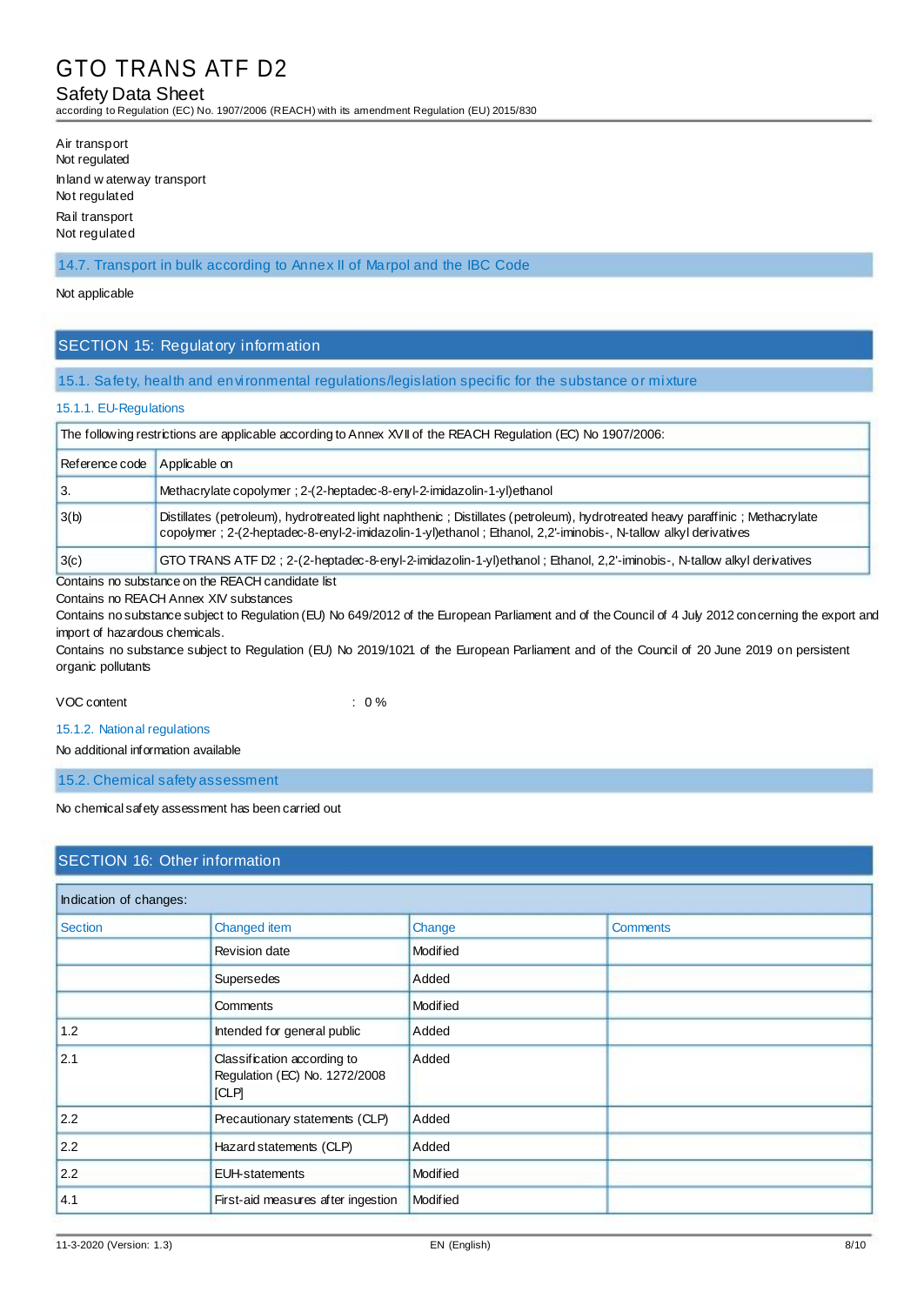Air transport
Not regulated

Inland waterway transport
Not regulated

Rail transport
Not regulated

### 14.7. Transport in bulk according to Annex II of Marpol and the IBC Code

Not applicable

## SECTION 15: Regulatory information

### 15.1. Safety, health and environmental regulations/legislation specific for the substance or mixture

#### 15.1.1. EU-Regulations

| The following restrictions are applicable according to Annex XVII of the REACH Regulation (EC) No 1907/2006: | |
|---|---|
| Reference code | Applicable on |
| 3. | Methacrylate copolymer ; 2-(2-heptadec-8-enyl-2-imidazolin-1-yl)ethanol |
| 3(b) | Distillates (petroleum), hydrotreated light naphthenic ; Distillates (petroleum), hydrotreated heavy paraffinic ; Methacrylate copolymer ; 2-(2-heptadec-8-enyl-2-imidazolin-1-yl)ethanol ; Ethanol, 2,2'-iminobis-, N-tallow alkyl derivatives |
| 3(c) | GTO TRANS ATF D2 ; 2-(2-heptadec-8-enyl-2-imidazolin-1-yl)ethanol ; Ethanol, 2,2'-iminobis-, N-tallow alkyl derivatives |

Contains no substance on the REACH candidate list

Contains no REACH Annex XIV substances

Contains no substance subject to Regulation (EU) No 649/2012 of the European Parliament and of the Council of 4 July 2012 concerning the export and import of hazardous chemicals.

Contains no substance subject to Regulation (EU) No 2019/1021 of the European Parliament and of the Council of 20 June 2019 on persistent organic pollutants

VOC content : 0 %

#### 15.1.2. National regulations

No additional information available

### 15.2. Chemical safety assessment

No chemical safety assessment has been carried out

## SECTION 16: Other information

| Indication of changes: | | | |
|---|---|---|---|
| Section | Changed item | Change | Comments |
| | Revision date | Modified | |
| | Supersedes | Added | |
| | Comments | Modified | |
| 1.2 | Intended for general public | Added | |
| 2.1 | Classification according to Regulation (EC) No. 1272/2008 [CLP] | Added | |
| 2.2 | Precautionary statements (CLP) | Added | |
| 2.2 | Hazard statements (CLP) | Added | |
| 2.2 | EUH-statements | Modified | |
| 4.1 | First-aid measures after ingestion | Modified | |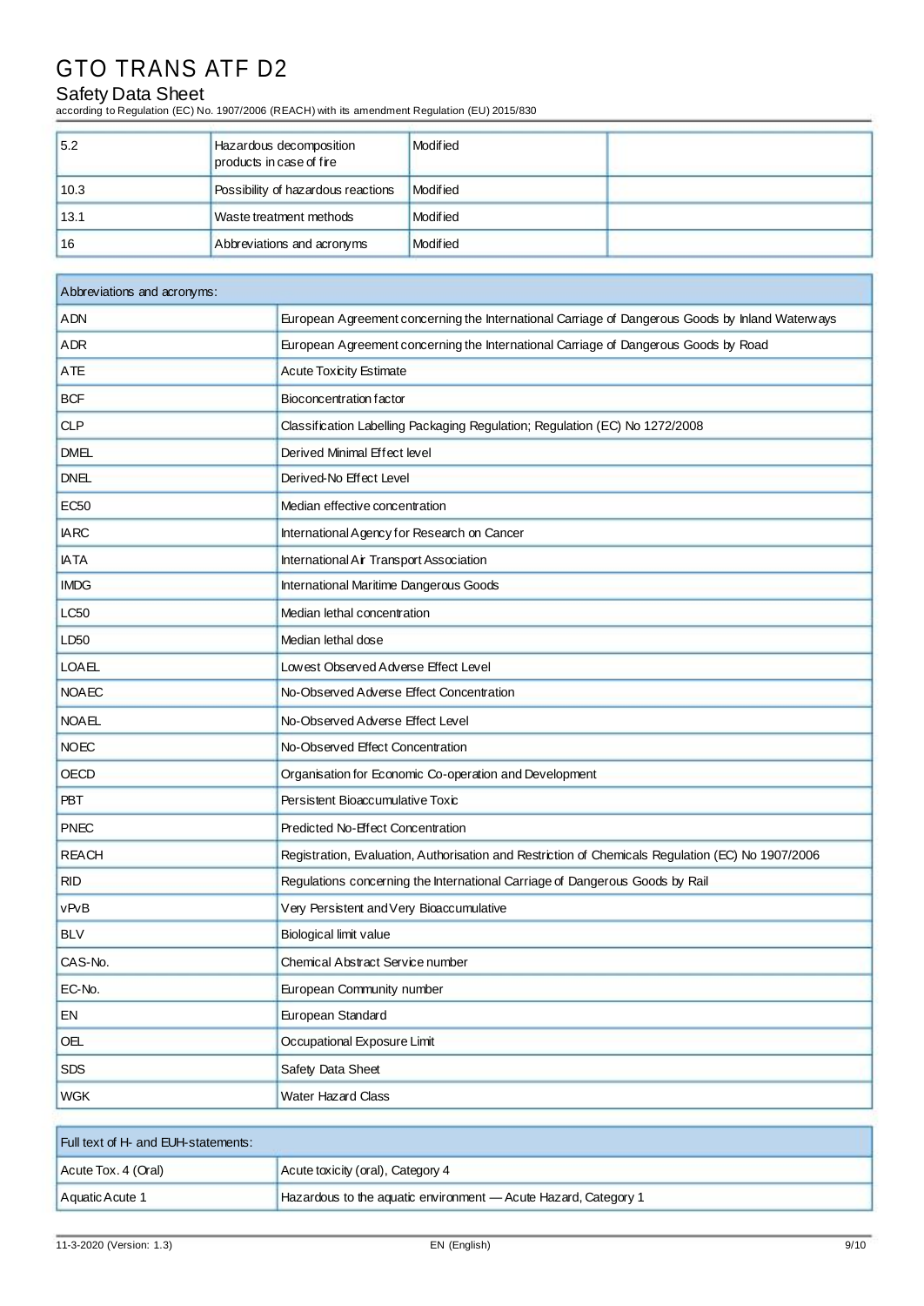| | | | |
|---|---|---|---|
| 5.2 | Hazardous decomposition products in case of fire | Modified | |
| 10.3 | Possibility of hazardous reactions | Modified | |
| 13.1 | Waste treatment methods | Modified | |
| 16 | Abbreviations and acronyms | Modified | |

| Abbreviations and acronyms: | |
|---|---|
| ADN | European Agreement concerning the International Carriage of Dangerous Goods by Inland Waterways |
| ADR | European Agreement concerning the International Carriage of Dangerous Goods by Road |
| ATE | Acute Toxicity Estimate |
| BCF | Bioconcentration factor |
| CLP | Classification Labelling Packaging Regulation; Regulation (EC) No 1272/2008 |
| DMEL | Derived Minimal Effect level |
| DNEL | Derived-No Effect Level |
| EC50 | Median effective concentration |
| IARC | International Agency for Research on Cancer |
| IATA | International Air Transport Association |
| IMDG | International Maritime Dangerous Goods |
| LC50 | Median lethal concentration |
| LD50 | Median lethal dose |
| LOAEL | Lowest Observed Adverse Effect Level |
| NOAEC | No-Observed Adverse Effect Concentration |
| NOAEL | No-Observed Adverse Effect Level |
| NOEC | No-Observed Effect Concentration |
| OECD | Organisation for Economic Co-operation and Development |
| PBT | Persistent Bioaccumulative Toxic |
| PNEC | Predicted No-Effect Concentration |
| REACH | Registration, Evaluation, Authorisation and Restriction of Chemicals Regulation (EC) No 1907/2006 |
| RID | Regulations concerning the International Carriage of Dangerous Goods by Rail |
| vPvB | Very Persistent and Very Bioaccumulative |
| BLV | Biological limit value |
| CAS-No. | Chemical Abstract Service number |
| EC-No. | European Community number |
| EN | European Standard |
| OEL | Occupational Exposure Limit |
| SDS | Safety Data Sheet |
| WGK | Water Hazard Class |

| Full text of H- and EUH-statements: | |
|---|---|
| Acute Tox. 4 (Oral) | Acute toxicity (oral), Category 4 |
| Aquatic Acute 1 | Hazardous to the aquatic environment — Acute Hazard, Category 1 |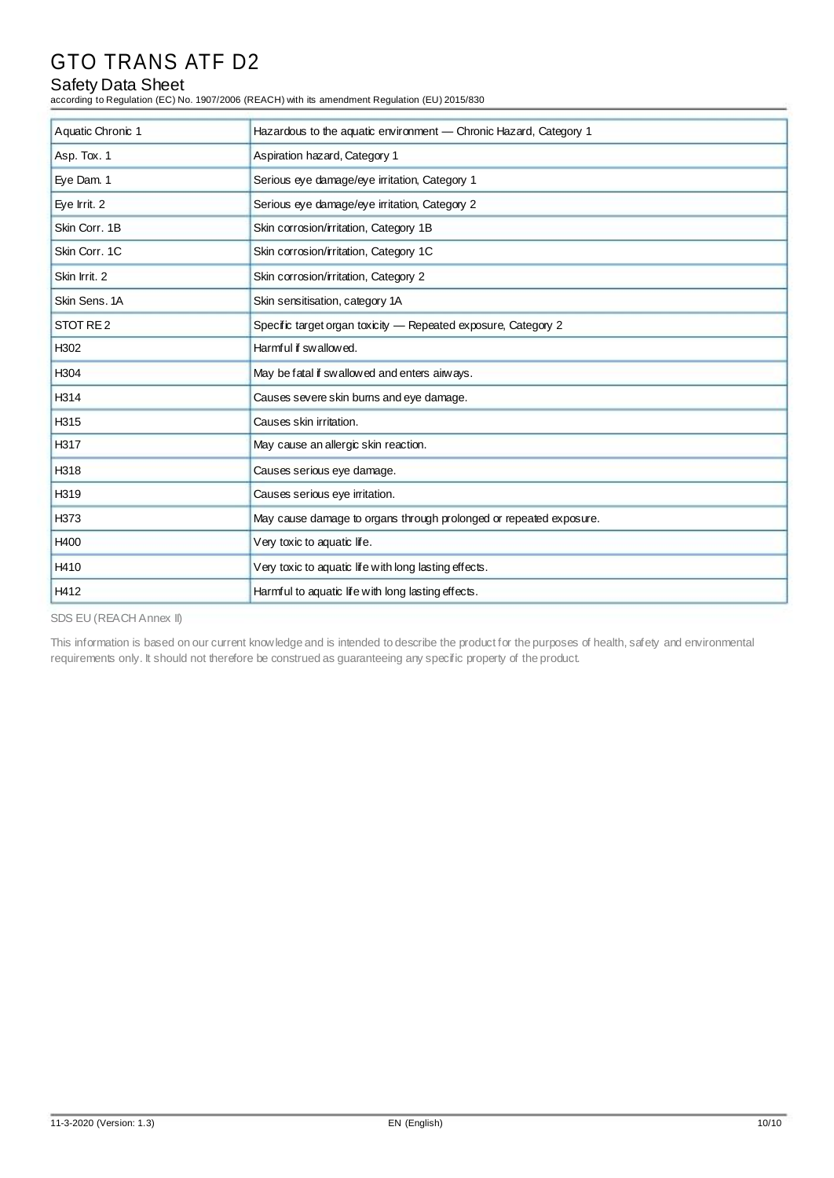| | |
|---|---|
| Aquatic Chronic 1 | Hazardous to the aquatic environment — Chronic Hazard, Category 1 |
| Asp. Tox. 1 | Aspiration hazard, Category 1 |
| Eye Dam. 1 | Serious eye damage/eye irritation, Category 1 |
| Eye Irrit. 2 | Serious eye damage/eye irritation, Category 2 |
| Skin Corr. 1B | Skin corrosion/irritation, Category 1B |
| Skin Corr. 1C | Skin corrosion/irritation, Category 1C |
| Skin Irrit. 2 | Skin corrosion/irritation, Category 2 |
| Skin Sens. 1A | Skin sensitisation, category 1A |
| STOT RE 2 | Specific target organ toxicity — Repeated exposure, Category 2 |
| H302 | Harmful if swallowed. |
| H304 | May be fatal if swallowed and enters airways. |
| H314 | Causes severe skin burns and eye damage. |
| H315 | Causes skin irritation. |
| H317 | May cause an allergic skin reaction. |
| H318 | Causes serious eye damage. |
| H319 | Causes serious eye irritation. |
| H373 | May cause damage to organs through prolonged or repeated exposure. |
| H400 | Very toxic to aquatic life. |
| H410 | Very toxic to aquatic life with long lasting effects. |
| H412 | Harmful to aquatic life with long lasting effects. |

SDS EU (REACH Annex II)

This information is based on our current knowledge and is intended to describe the product for the purposes of health, safety and environmental requirements only. It should not therefore be construed as guaranteeing any specific property of the product.